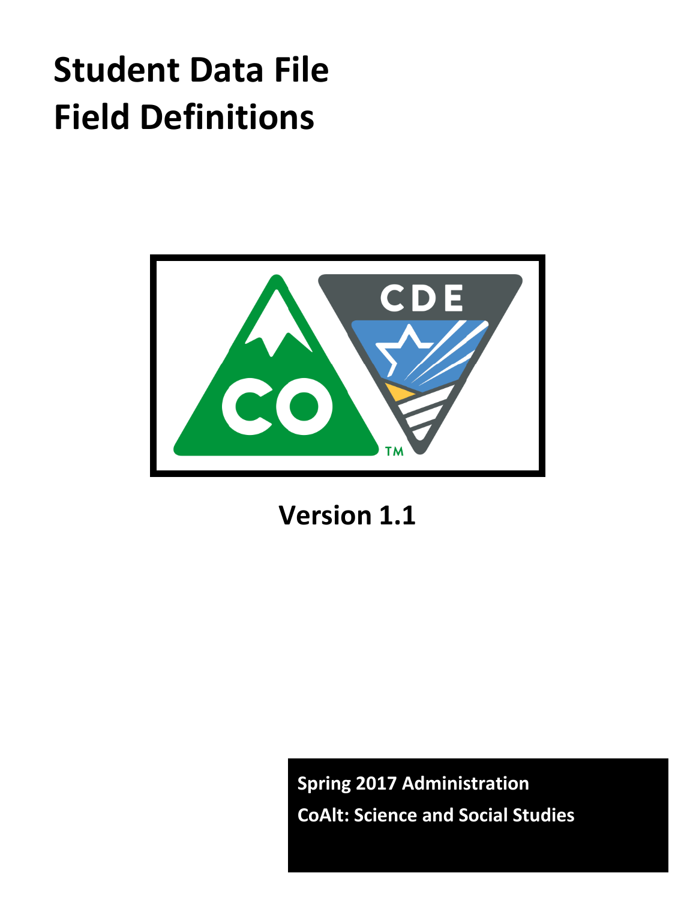# Student Data File Field Definitions

Version 1.1

**Spring 2017 Administration**

**CoAlt: Science and Social Studies**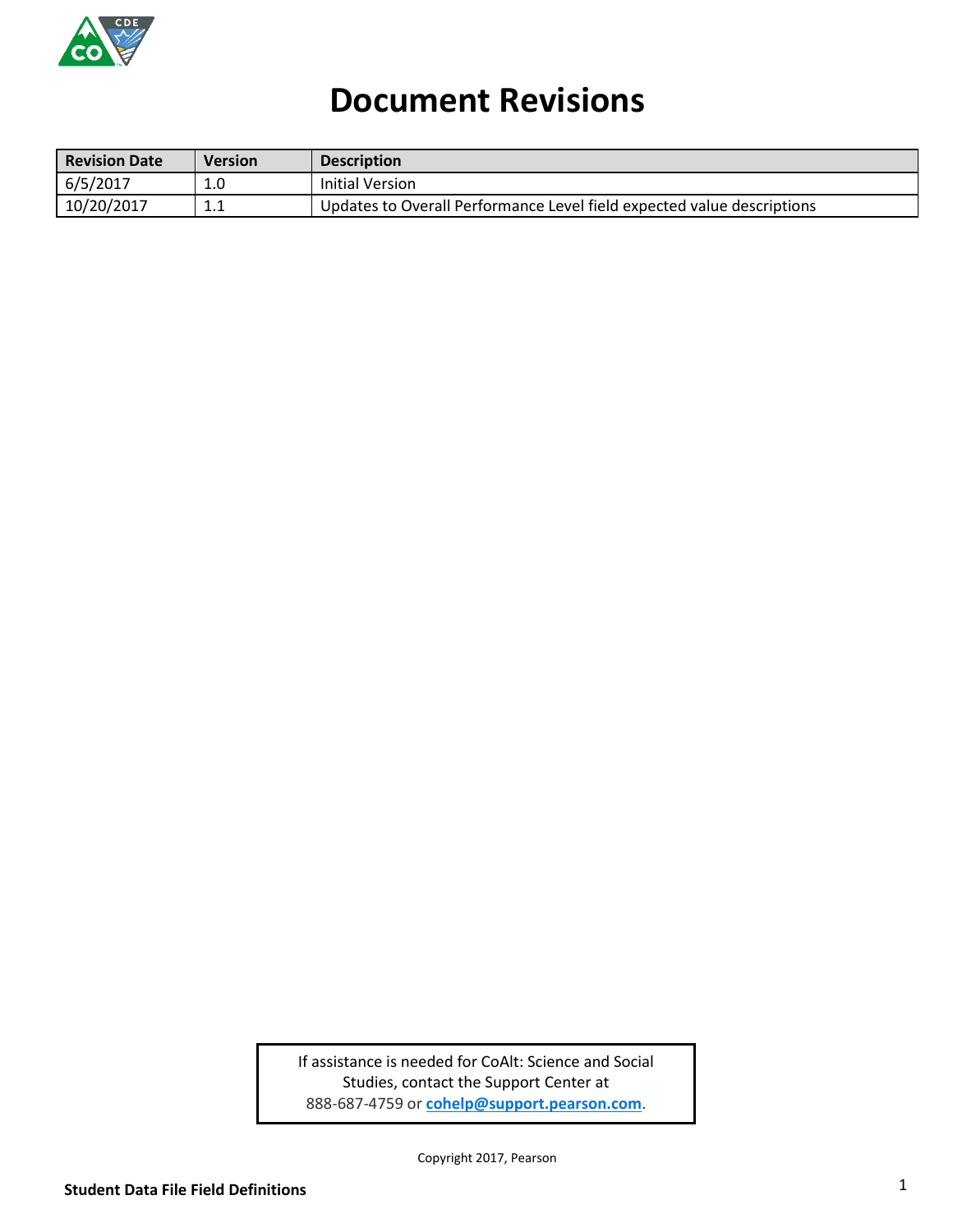# Document Revisions

| Revision Date | Version | Description |
| --- | --- | --- |
| 6/5/2017 | 1.0 | Initial Version |
| 10/20/2017 | 1.1 | Updates to Overall Performance Level field expected value descriptions |

If assistance is needed for CoAlt: Science and Social Studies, contact the Support Center at 888-687-4759 or **cohelp@support.pearson.com**.

Copyright 2017, Pearson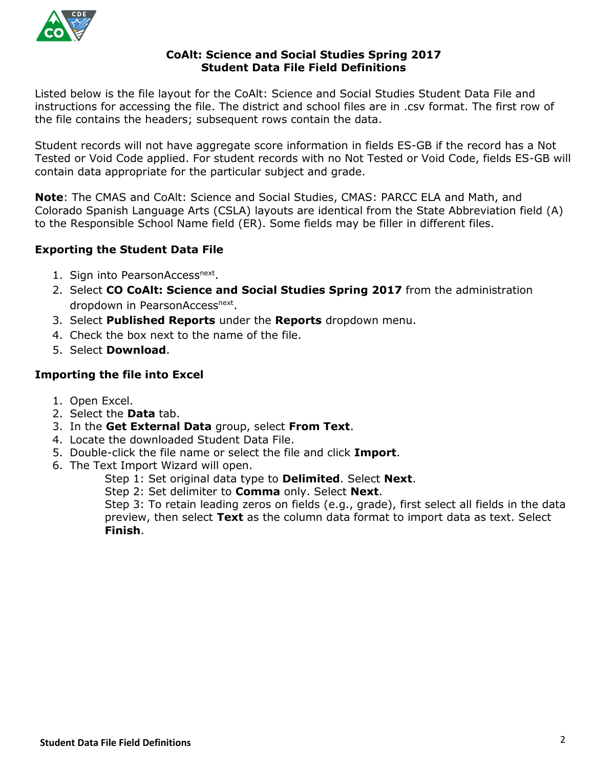# CoAlt: Science and Social Studies Spring 2017
# Student Data File Field Definitions

Listed below is the file layout for the CoAlt: Science and Social Studies Student Data File and instructions for accessing the file. The district and school files are in .csv format. The first row of the file contains the headers; subsequent rows contain the data.

Student records will not have aggregate score information in fields ES-GB if the record has a Not Tested or Void Code applied. For student records with no Not Tested or Void Code, fields ES-GB will contain data appropriate for the particular subject and grade.

**Note**: The CMAS and CoAlt: Science and Social Studies, CMAS: PARCC ELA and Math, and Colorado Spanish Language Arts (CSLA) layouts are identical from the State Abbreviation field (A) to the Responsible School Name field (ER). Some fields may be filler in different files.

### Exporting the Student Data File

1. Sign into PearsonAccess[next].
2. Select **CO CoAlt: Science and Social Studies Spring 2017** from the administration dropdown in PearsonAccess[next].
3. Select **Published Reports** under the **Reports** dropdown menu.
4. Check the box next to the name of the file.
5. Select **Download**.

### Importing the file into Excel

1. Open Excel.
2. Select the **Data** tab.
3. In the **Get External Data** group, select **From Text**.
4. Locate the downloaded Student Data File.
5. Double-click the file name or select the file and click **Import**.
6. The Text Import Wizard will open.

   Step 1: Set original data type to **Delimited**. Select **Next**.

   Step 2: Set delimiter to **Comma** only. Select **Next**.

   Step 3: To retain leading zeros on fields (e.g., grade), first select all fields in the data preview, then select **Text** as the column data format to import data as text. Select **Finish**.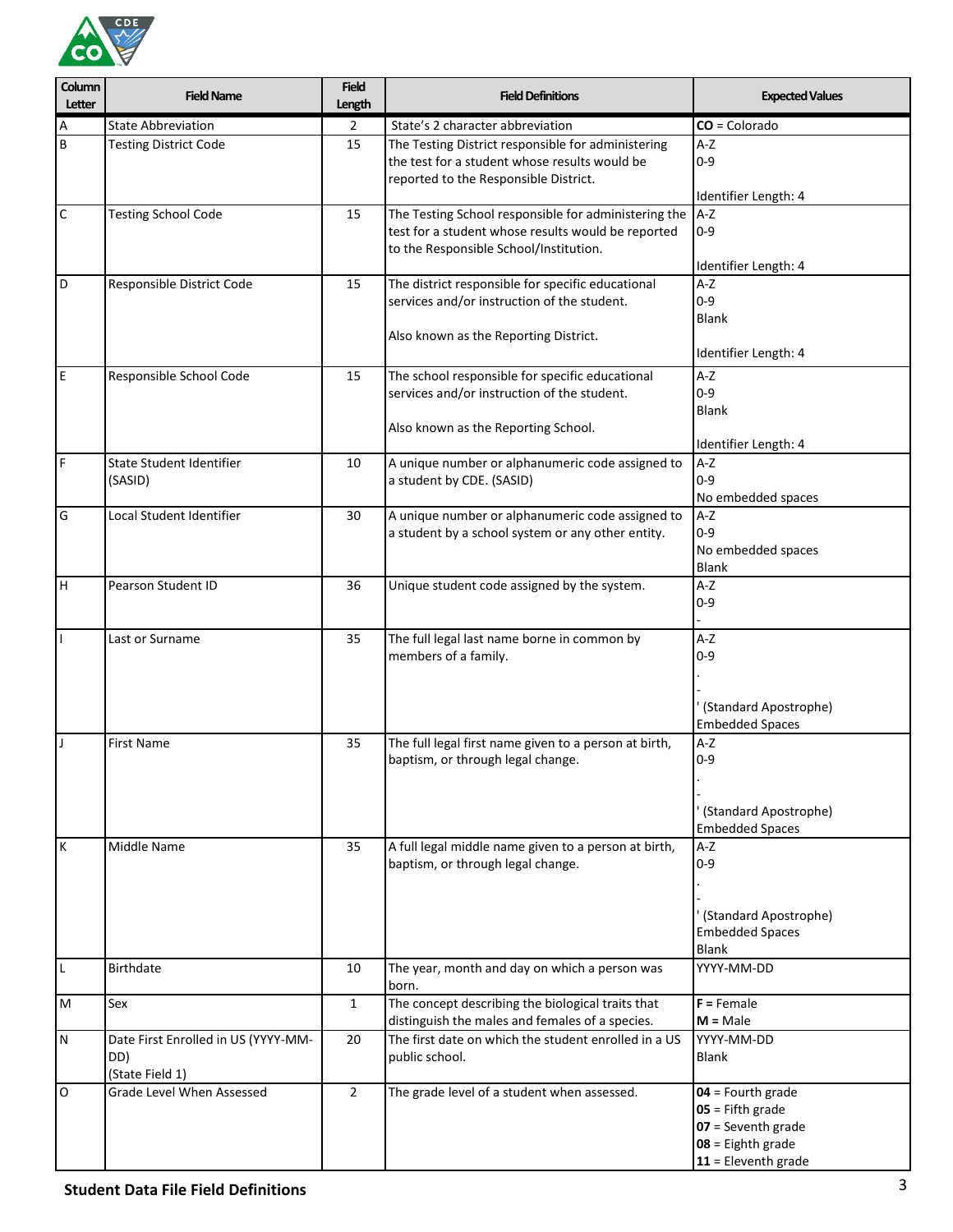| Column Letter | Field Name | Field Length | Field Definitions | Expected Values |
|---|---|---|---|---|
| A | State Abbreviation | 2 | State's 2 character abbreviation | **CO** = Colorado |
| B | Testing District Code | 15 | The Testing District responsible for administering the test for a student whose results would be reported to the Responsible District. | A-Z<br>0-9<br><br>Identifier Length: 4 |
| C | Testing School Code | 15 | The Testing School responsible for administering the test for a student whose results would be reported to the Responsible School/Institution. | A-Z<br>0-9<br><br>Identifier Length: 4 |
| D | Responsible District Code | 15 | The district responsible for specific educational services and/or instruction of the student.<br><br>Also known as the Reporting District. | A-Z<br>0-9<br>Blank<br><br>Identifier Length: 4 |
| E | Responsible School Code | 15 | The school responsible for specific educational services and/or instruction of the student.<br><br>Also known as the Reporting School. | A-Z<br>0-9<br>Blank<br><br>Identifier Length: 4 |
| F | State Student Identifier (SASID) | 10 | A unique number or alphanumeric code assigned to a student by CDE. (SASID) | A-Z<br>0-9<br>No embedded spaces |
| G | Local Student Identifier | 30 | A unique number or alphanumeric code assigned to a student by a school system or any other entity. | A-Z<br>0-9<br>No embedded spaces<br>Blank |
| H | Pearson Student ID | 36 | Unique student code assigned by the system. | A-Z<br>0-9<br>- |
| I | Last or Surname | 35 | The full legal last name borne in common by members of a family. | A-Z<br>0-9<br>.<br>-<br>' (Standard Apostrophe)<br>Embedded Spaces |
| J | First Name | 35 | The full legal first name given to a person at birth, baptism, or through legal change. | A-Z<br>0-9<br>.<br>-<br>' (Standard Apostrophe)<br>Embedded Spaces |
| K | Middle Name | 35 | A full legal middle name given to a person at birth, baptism, or through legal change. | A-Z<br>0-9<br>.<br>-<br>' (Standard Apostrophe)<br>Embedded Spaces<br>Blank |
| L | Birthdate | 10 | The year, month and day on which a person was born. | YYYY-MM-DD |
| M | Sex | 1 | The concept describing the biological traits that distinguish the males and females of a species. | **F** = Female<br>**M** = Male |
| N | Date First Enrolled in US (YYYY-MM-DD)<br>(State Field 1) | 20 | The first date on which the student enrolled in a US public school. | YYYY-MM-DD<br>Blank |
| O | Grade Level When Assessed | 2 | The grade level of a student when assessed. | **04** = Fourth grade<br>**05** = Fifth grade<br>**07** = Seventh grade<br>**08** = Eighth grade<br>**11** = Eleventh grade |

**Student Data File Field Definitions**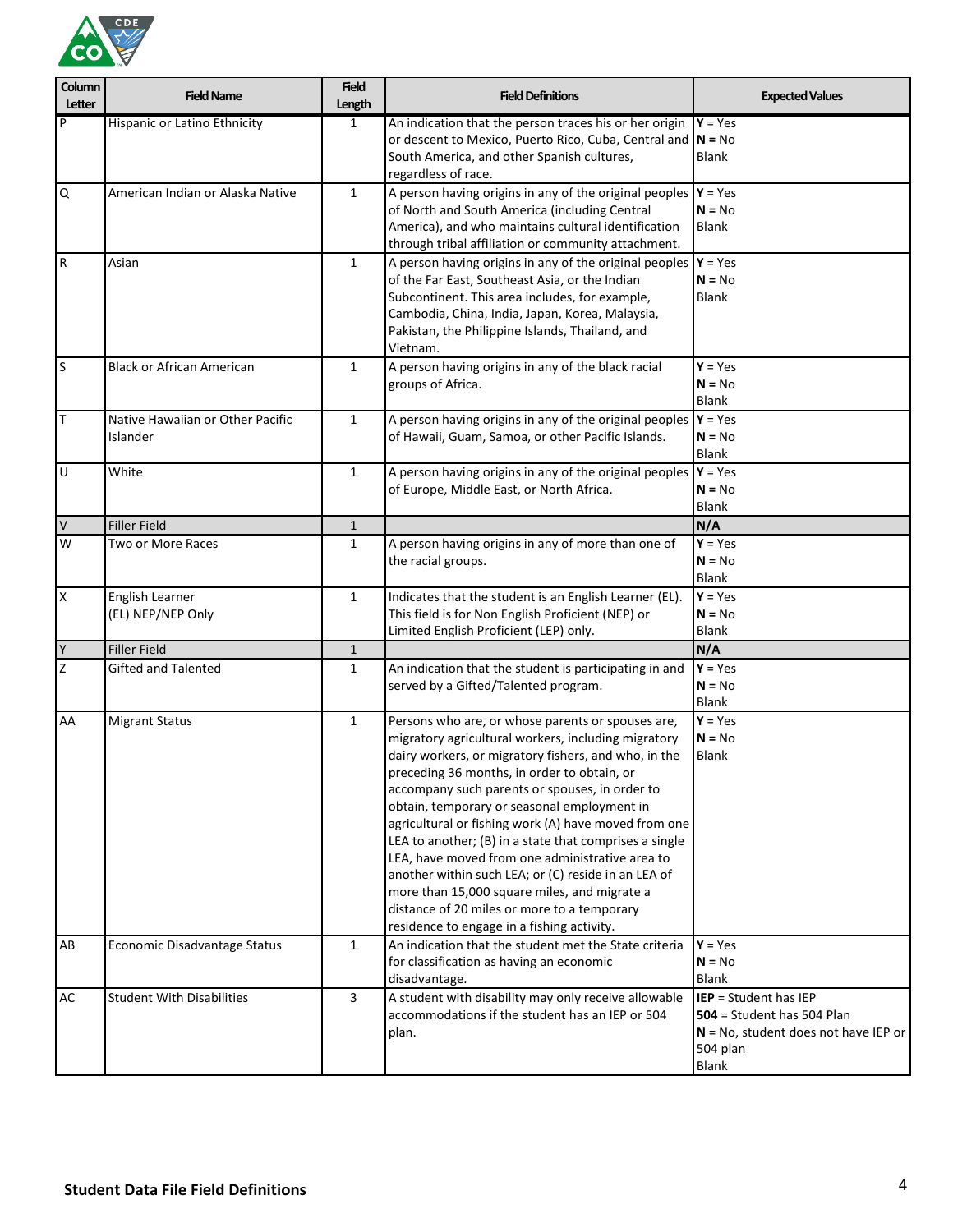| Column Letter | Field Name | Field Length | Field Definitions | Expected Values |
|---|---|---|---|---|
| P | Hispanic or Latino Ethnicity | 1 | An indication that the person traces his or her origin or descent to Mexico, Puerto Rico, Cuba, Central and South America, and other Spanish cultures, regardless of race. | **Y** = Yes<br>**N** = No<br>Blank |
| Q | American Indian or Alaska Native | 1 | A person having origins in any of the original peoples of North and South America (including Central America), and who maintains cultural identification through tribal affiliation or community attachment. | **Y** = Yes<br>**N** = No<br>Blank |
| R | Asian | 1 | A person having origins in any of the original peoples of the Far East, Southeast Asia, or the Indian Subcontinent. This area includes, for example, Cambodia, China, India, Japan, Korea, Malaysia, Pakistan, the Philippine Islands, Thailand, and Vietnam. | **Y** = Yes<br>**N** = No<br>Blank |
| S | Black or African American | 1 | A person having origins in any of the black racial groups of Africa. | **Y** = Yes<br>**N** = No<br>Blank |
| T | Native Hawaiian or Other Pacific Islander | 1 | A person having origins in any of the original peoples of Hawaii, Guam, Samoa, or other Pacific Islands. | **Y** = Yes<br>**N** = No<br>Blank |
| U | White | 1 | A person having origins in any of the original peoples of Europe, Middle East, or North Africa. | **Y** = Yes<br>**N** = No<br>Blank |
| V | Filler Field | 1 | | **N/A** |
| W | Two or More Races | 1 | A person having origins in any of more than one of the racial groups. | **Y** = Yes<br>**N** = No<br>Blank |
| X | English Learner (EL) NEP/NEP Only | 1 | Indicates that the student is an English Learner (EL). This field is for Non English Proficient (NEP) or Limited English Proficient (LEP) only. | **Y** = Yes<br>**N** = No<br>Blank |
| Y | Filler Field | 1 | | **N/A** |
| Z | Gifted and Talented | 1 | An indication that the student is participating in and served by a Gifted/Talented program. | **Y** = Yes<br>**N** = No<br>Blank |
| AA | Migrant Status | 1 | Persons who are, or whose parents or spouses are, migratory agricultural workers, including migratory dairy workers, or migratory fishers, and who, in the preceding 36 months, in order to obtain, or accompany such parents or spouses, in order to obtain, temporary or seasonal employment in agricultural or fishing work (A) have moved from one LEA to another; (B) in a state that comprises a single LEA, have moved from one administrative area to another within such LEA; or (C) reside in an LEA of more than 15,000 square miles, and migrate a distance of 20 miles or more to a temporary residence to engage in a fishing activity. | **Y** = Yes<br>**N** = No<br>Blank |
| AB | Economic Disadvantage Status | 1 | An indication that the student met the State criteria for classification as having an economic disadvantage. | **Y** = Yes<br>**N** = No<br>Blank |
| AC | Student With Disabilities | 3 | A student with disability may only receive allowable accommodations if the student has an IEP or 504 plan. | **IEP** = Student has IEP<br>**504** = Student has 504 Plan<br>**N** = No, student does not have IEP or 504 plan<br>Blank |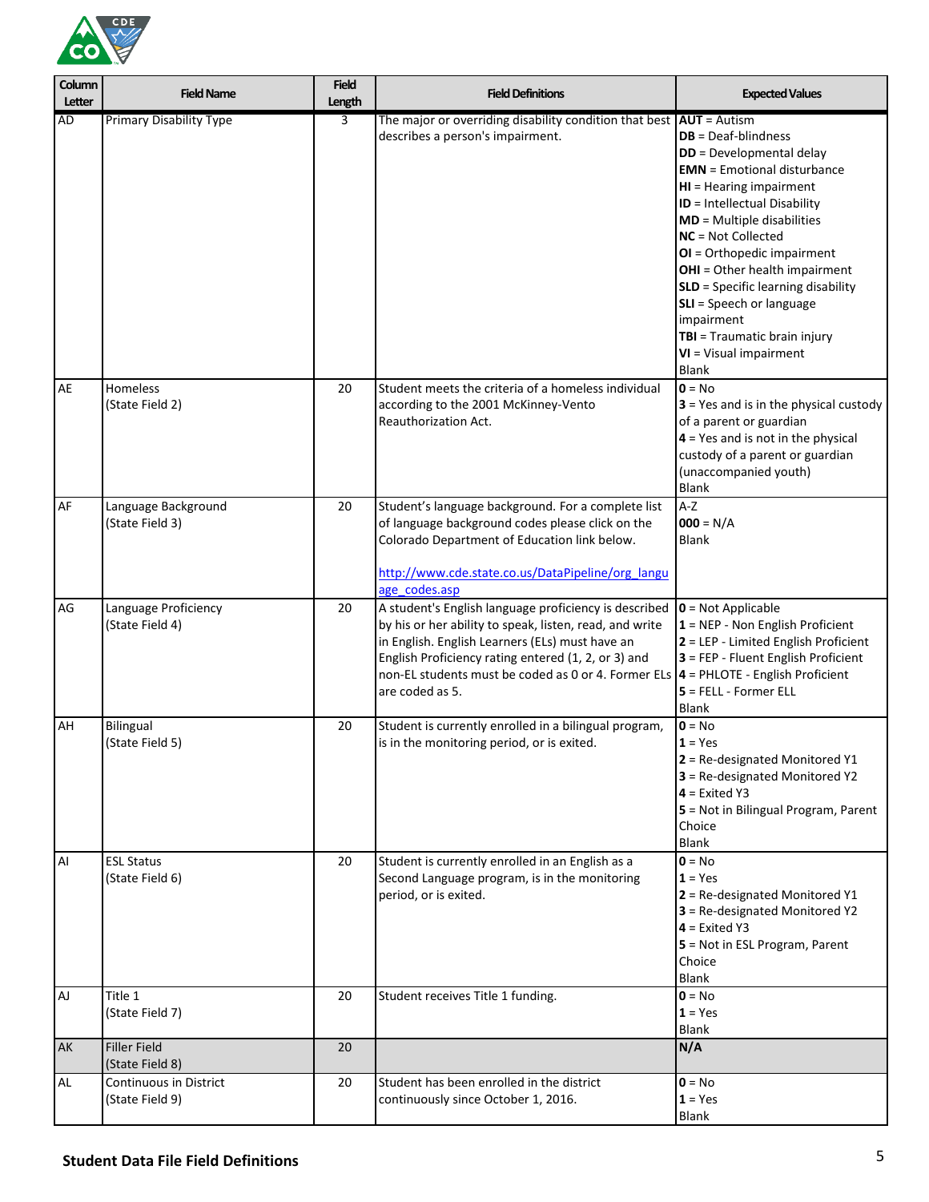| Column Letter | Field Name | Field Length | Field Definitions | Expected Values |
|---|---|---|---|---|
| AD | Primary Disability Type | 3 | The major or overriding disability condition that best describes a person's impairment. | **AUT** = Autism<br>**DB** = Deaf-blindness<br>**DD** = Developmental delay<br>**EMN** = Emotional disturbance<br>**HI** = Hearing impairment<br>**ID** = Intellectual Disability<br>**MD** = Multiple disabilities<br>**NC** = Not Collected<br>**OI** = Orthopedic impairment<br>**OHI** = Other health impairment<br>**SLD** = Specific learning disability<br>**SLI** = Speech or language impairment<br>**TBI** = Traumatic brain injury<br>**VI** = Visual impairment<br>Blank |
| AE | Homeless<br>(State Field 2) | 20 | Student meets the criteria of a homeless individual according to the 2001 McKinney-Vento Reauthorization Act. | **0** = No<br>**3** = Yes and is in the physical custody of a parent or guardian<br>**4** = Yes and is not in the physical custody of a parent or guardian (unaccompanied youth)<br>Blank |
| AF | Language Background<br>(State Field 3) | 20 | Student's language background. For a complete list of language background codes please click on the Colorado Department of Education link below.<br><br>[http://www.cde.state.co.us/DataPipeline/org_language_codes.asp](http://www.cde.state.co.us/DataPipeline/org_language_codes.asp) | A-Z<br>**000** = N/A<br>Blank |
| AG | Language Proficiency<br>(State Field 4) | 20 | A student's English language proficiency is described by his or her ability to speak, listen, read, and write in English. English Learners (ELs) must have an English Proficiency rating entered (1, 2, or 3) and non-EL students must be coded as 0 or 4. Former ELs are coded as 5. | **0** = Not Applicable<br>**1** = NEP - Non English Proficient<br>**2** = LEP - Limited English Proficient<br>**3** = FEP - Fluent English Proficient<br>**4** = PHLOTE - English Proficient<br>**5** = FELL - Former ELL<br>Blank |
| AH | Bilingual<br>(State Field 5) | 20 | Student is currently enrolled in a bilingual program, is in the monitoring period, or is exited. | **0** = No<br>**1** = Yes<br>**2** = Re-designated Monitored Y1<br>**3** = Re-designated Monitored Y2<br>**4** = Exited Y3<br>**5** = Not in Bilingual Program, Parent Choice<br>Blank |
| AI | ESL Status<br>(State Field 6) | 20 | Student is currently enrolled in an English as a Second Language program, is in the monitoring period, or is exited. | **0** = No<br>**1** = Yes<br>**2** = Re-designated Monitored Y1<br>**3** = Re-designated Monitored Y2<br>**4** = Exited Y3<br>**5** = Not in ESL Program, Parent Choice<br>Blank |
| AJ | Title 1<br>(State Field 7) | 20 | Student receives Title 1 funding. | **0** = No<br>**1** = Yes<br>Blank |
| AK | Filler Field<br>(State Field 8) | 20 | | **N/A** |
| AL | Continuous in District<br>(State Field 9) | 20 | Student has been enrolled in the district continuously since October 1, 2016. | **0** = No<br>**1** = Yes<br>Blank |

**Student Data File Field Definitions**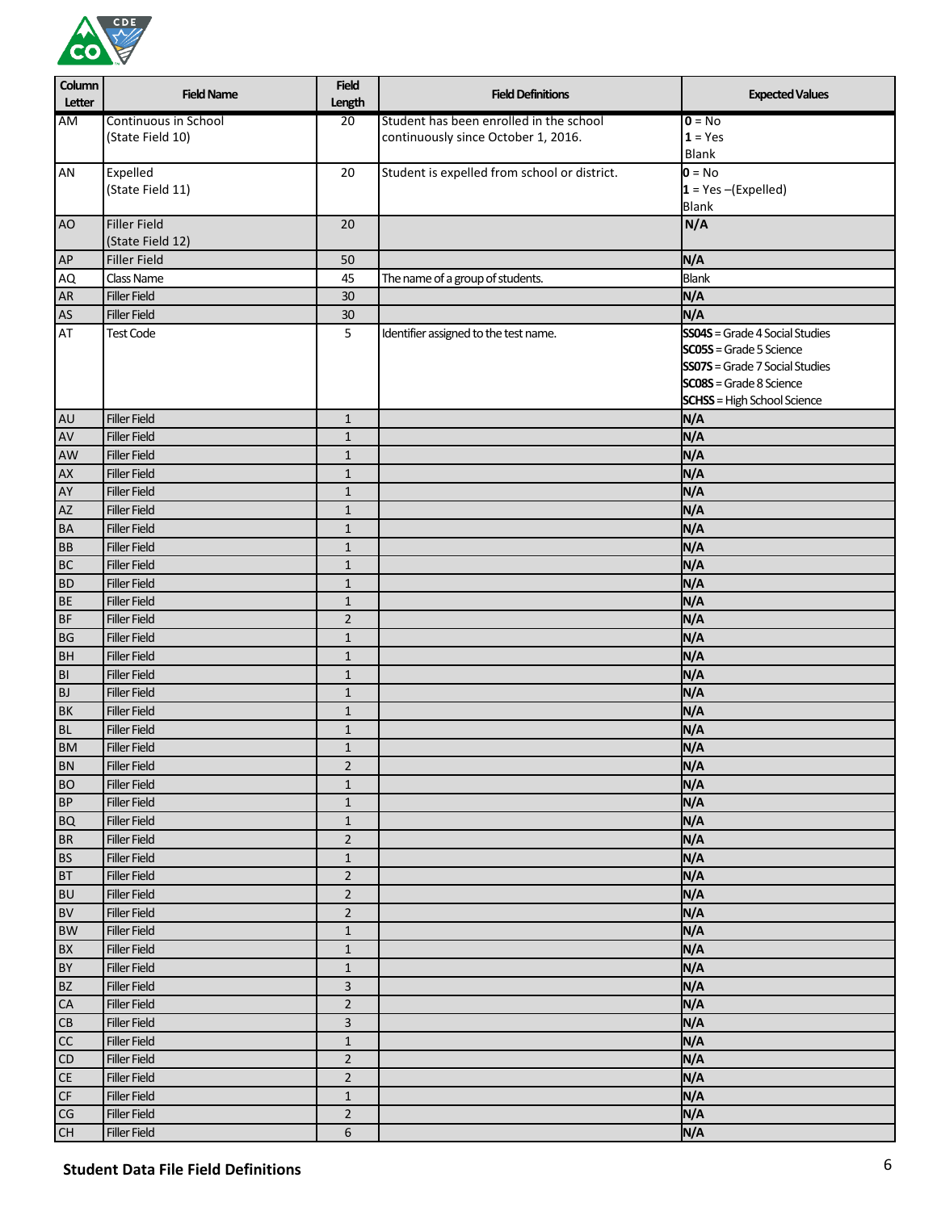| Column Letter | Field Name | Field Length | Field Definitions | Expected Values |
|---|---|---|---|---|
| AM | Continuous in School (State Field 10) | 20 | Student has been enrolled in the school continuously since October 1, 2016. | **0** = No<br>**1** = Yes<br>Blank |
| AN | Expelled (State Field 11) | 20 | Student is expelled from school or district. | **0** = No<br>**1** = Yes –(Expelled)<br>Blank |
| AO | Filler Field (State Field 12) | 20 | | **N/A** |
| AP | Filler Field | 50 | | **N/A** |
| AQ | Class Name | 45 | The name of a group of students. | Blank |
| AR | Filler Field | 30 | | **N/A** |
| AS | Filler Field | 30 | | **N/A** |
| AT | Test Code | 5 | Identifier assigned to the test name. | **SS04S** = Grade 4 Social Studies<br>**SC05S** = Grade 5 Science<br>**SS07S** = Grade 7 Social Studies<br>**SC08S** = Grade 8 Science<br>**SCHSS** = High School Science |
| AU | Filler Field | 1 | | **N/A** |
| AV | Filler Field | 1 | | **N/A** |
| AW | Filler Field | 1 | | **N/A** |
| AX | Filler Field | 1 | | **N/A** |
| AY | Filler Field | 1 | | **N/A** |
| AZ | Filler Field | 1 | | **N/A** |
| BA | Filler Field | 1 | | **N/A** |
| BB | Filler Field | 1 | | **N/A** |
| BC | Filler Field | 1 | | **N/A** |
| BD | Filler Field | 1 | | **N/A** |
| BE | Filler Field | 1 | | **N/A** |
| BF | Filler Field | 2 | | **N/A** |
| BG | Filler Field | 1 | | **N/A** |
| BH | Filler Field | 1 | | **N/A** |
| BI | Filler Field | 1 | | **N/A** |
| BJ | Filler Field | 1 | | **N/A** |
| BK | Filler Field | 1 | | **N/A** |
| BL | Filler Field | 1 | | **N/A** |
| BM | Filler Field | 1 | | **N/A** |
| BN | Filler Field | 2 | | **N/A** |
| BO | Filler Field | 1 | | **N/A** |
| BP | Filler Field | 1 | | **N/A** |
| BQ | Filler Field | 1 | | **N/A** |
| BR | Filler Field | 2 | | **N/A** |
| BS | Filler Field | 1 | | **N/A** |
| BT | Filler Field | 2 | | **N/A** |
| BU | Filler Field | 2 | | **N/A** |
| BV | Filler Field | 2 | | **N/A** |
| BW | Filler Field | 1 | | **N/A** |
| BX | Filler Field | 1 | | **N/A** |
| BY | Filler Field | 1 | | **N/A** |
| BZ | Filler Field | 3 | | **N/A** |
| CA | Filler Field | 2 | | **N/A** |
| CB | Filler Field | 3 | | **N/A** |
| CC | Filler Field | 1 | | **N/A** |
| CD | Filler Field | 2 | | **N/A** |
| CE | Filler Field | 2 | | **N/A** |
| CF | Filler Field | 1 | | **N/A** |
| CG | Filler Field | 2 | | **N/A** |
| CH | Filler Field | 6 | | **N/A** |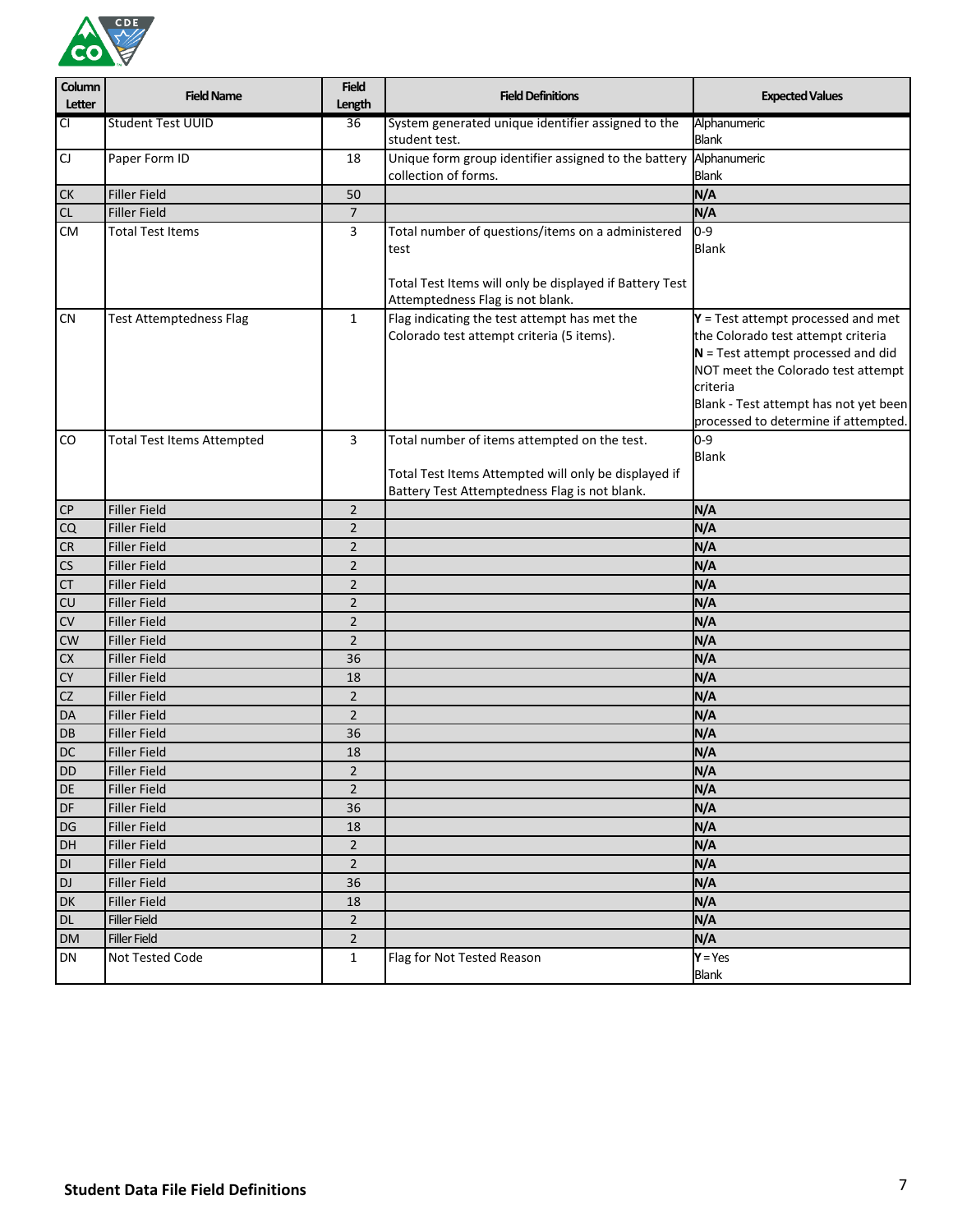| Column Letter | Field Name | Field Length | Field Definitions | Expected Values |
|---|---|---|---|---|
| CI | Student Test UUID | 36 | System generated unique identifier assigned to the student test. | Alphanumeric<br>Blank |
| CJ | Paper Form ID | 18 | Unique form group identifier assigned to the battery collection of forms. | Alphanumeric<br>Blank |
| CK | Filler Field | 50 | | N/A |
| CL | Filler Field | 7 | | N/A |
| CM | Total Test Items | 3 | Total number of questions/items on a administered test<br><br>Total Test Items will only be displayed if Battery Test Attemptedness Flag is not blank. | 0-9<br>Blank |
| CN | Test Attemptedness Flag | 1 | Flag indicating the test attempt has met the Colorado test attempt criteria (5 items). | **Y** = Test attempt processed and met the Colorado test attempt criteria<br>**N** = Test attempt processed and did NOT meet the Colorado test attempt criteria<br>Blank - Test attempt has not yet been processed to determine if attempted. |
| CO | Total Test Items Attempted | 3 | Total number of items attempted on the test.<br><br>Total Test Items Attempted will only be displayed if Battery Test Attemptedness Flag is not blank. | 0-9<br>Blank |
| CP | Filler Field | 2 | | N/A |
| CQ | Filler Field | 2 | | N/A |
| CR | Filler Field | 2 | | N/A |
| CS | Filler Field | 2 | | N/A |
| CT | Filler Field | 2 | | N/A |
| CU | Filler Field | 2 | | N/A |
| CV | Filler Field | 2 | | N/A |
| CW | Filler Field | 2 | | N/A |
| CX | Filler Field | 36 | | N/A |
| CY | Filler Field | 18 | | N/A |
| CZ | Filler Field | 2 | | N/A |
| DA | Filler Field | 2 | | N/A |
| DB | Filler Field | 36 | | N/A |
| DC | Filler Field | 18 | | N/A |
| DD | Filler Field | 2 | | N/A |
| DE | Filler Field | 2 | | N/A |
| DF | Filler Field | 36 | | N/A |
| DG | Filler Field | 18 | | N/A |
| DH | Filler Field | 2 | | N/A |
| DI | Filler Field | 2 | | N/A |
| DJ | Filler Field | 36 | | N/A |
| DK | Filler Field | 18 | | N/A |
| DL | Filler Field | 2 | | N/A |
| DM | Filler Field | 2 | | N/A |
| DN | Not Tested Code | 1 | Flag for Not Tested Reason | **Y** = Yes<br>Blank |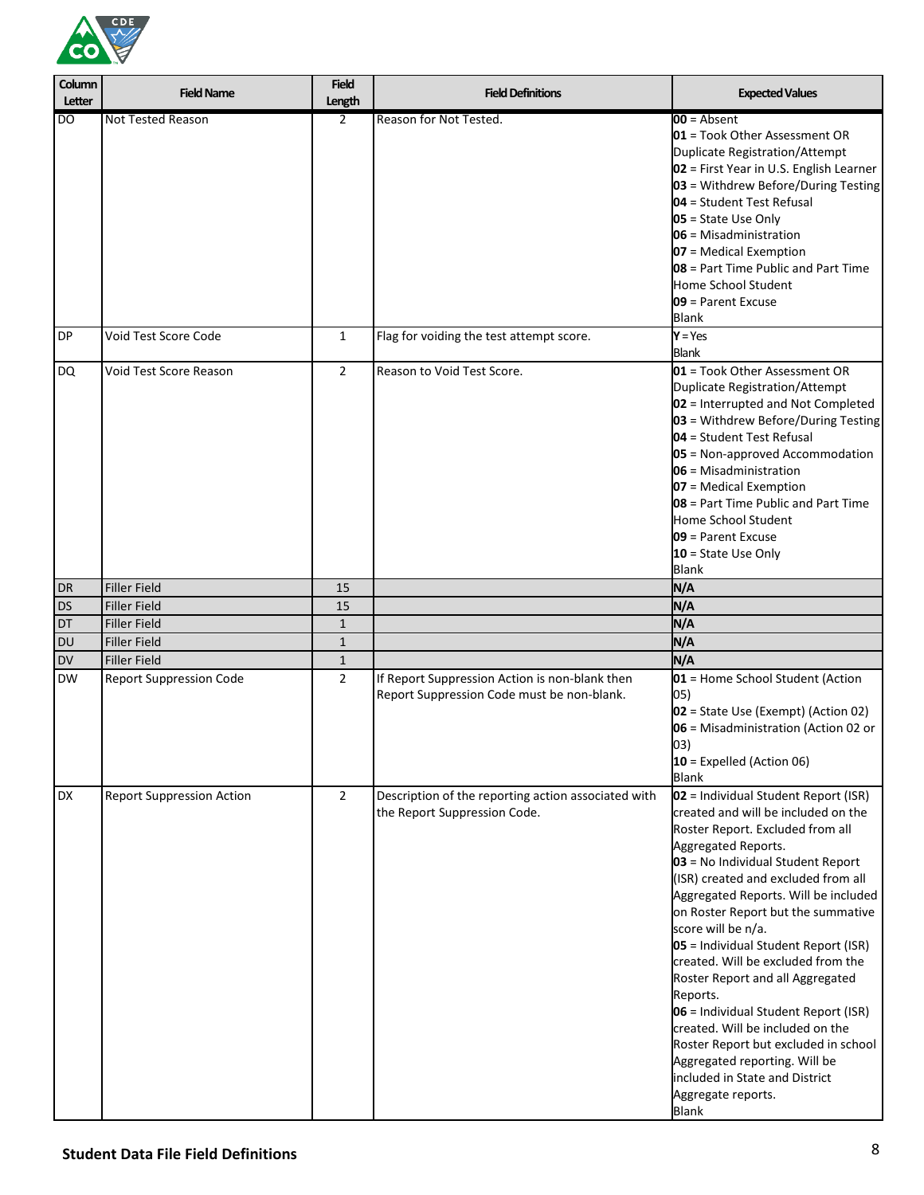| Column Letter | Field Name | Field Length | Field Definitions | Expected Values |
|---|---|---|---|---|
| DO | Not Tested Reason | 2 | Reason for Not Tested. | **00** = Absent<br>**01** = Took Other Assessment OR Duplicate Registration/Attempt<br>**02** = First Year in U.S. English Learner<br>**03** = Withdrew Before/During Testing<br>**04** = Student Test Refusal<br>**05** = State Use Only<br>**06** = Misadministration<br>**07** = Medical Exemption<br>**08** = Part Time Public and Part Time Home School Student<br>**09** = Parent Excuse<br>Blank |
| DP | Void Test Score Code | 1 | Flag for voiding the test attempt score. | **Y** = Yes<br>Blank |
| DQ | Void Test Score Reason | 2 | Reason to Void Test Score. | **01** = Took Other Assessment OR Duplicate Registration/Attempt<br>**02** = Interrupted and Not Completed<br>**03** = Withdrew Before/During Testing<br>**04** = Student Test Refusal<br>**05** = Non-approved Accommodation<br>**06** = Misadministration<br>**07** = Medical Exemption<br>**08** = Part Time Public and Part Time Home School Student<br>**09** = Parent Excuse<br>**10** = State Use Only<br>Blank |
| DR | Filler Field | 15 | | **N/A** |
| DS | Filler Field | 15 | | **N/A** |
| DT | Filler Field | 1 | | **N/A** |
| DU | Filler Field | 1 | | **N/A** |
| DV | Filler Field | 1 | | **N/A** |
| DW | Report Suppression Code | 2 | If Report Suppression Action is non-blank then Report Suppression Code must be non-blank. | **01** = Home School Student (Action 05)<br>**02** = State Use (Exempt) (Action 02)<br>**06** = Misadministration (Action 02 or 03)<br>**10** = Expelled (Action 06)<br>Blank |
| DX | Report Suppression Action | 2 | Description of the reporting action associated with the Report Suppression Code. | **02** = Individual Student Report (ISR) created and will be included on the Roster Report. Excluded from all Aggregated Reports.<br>**03** = No Individual Student Report (ISR) created and excluded from all Aggregated Reports. Will be included on Roster Report but the summative score will be n/a.<br>**05** = Individual Student Report (ISR) created. Will be excluded from the Roster Report and all Aggregated Reports.<br>**06** = Individual Student Report (ISR) created. Will be included on the Roster Report but excluded in school Aggregated reporting. Will be included in State and District Aggregate reports.<br>Blank |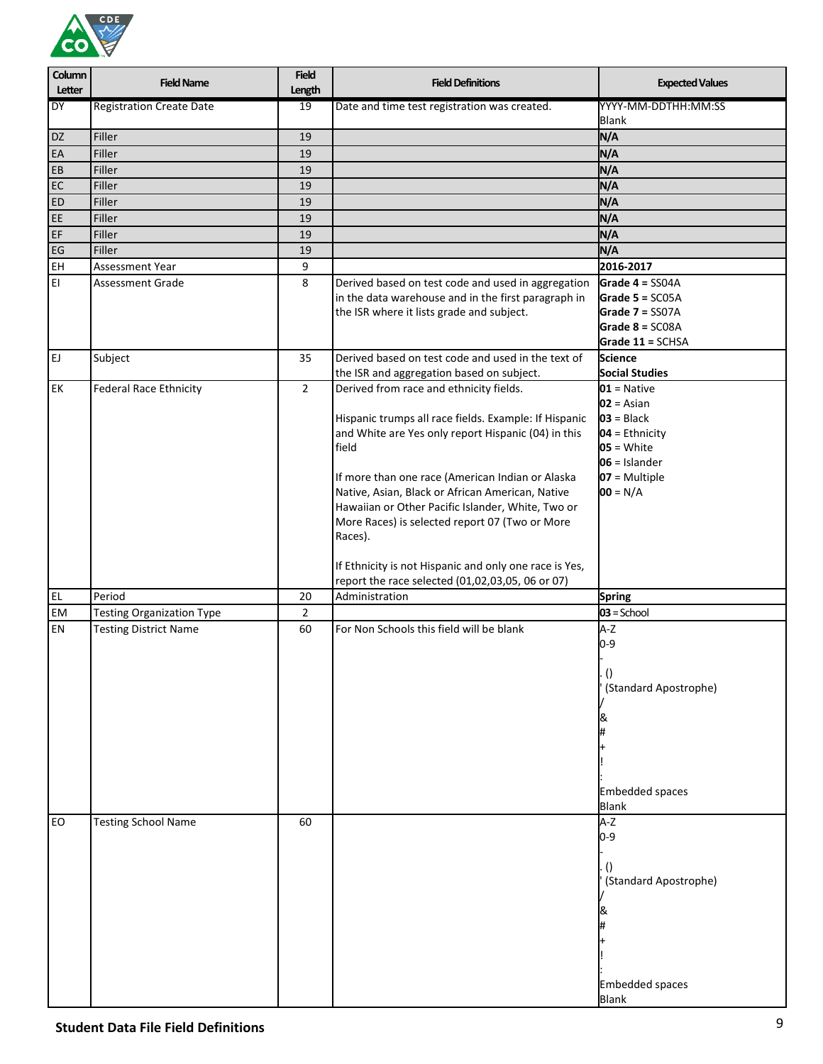| Column Letter | Field Name | Field Length | Field Definitions | Expected Values |
|---|---|---|---|---|
| DY | Registration Create Date | 19 | Date and time test registration was created. | YYYY-MM-DDTHH:MM:SS<br>Blank |
| DZ | Filler | 19 | | **N/A** |
| EA | Filler | 19 | | **N/A** |
| EB | Filler | 19 | | **N/A** |
| EC | Filler | 19 | | **N/A** |
| ED | Filler | 19 | | **N/A** |
| EE | Filler | 19 | | **N/A** |
| EF | Filler | 19 | | **N/A** |
| EG | Filler | 19 | | **N/A** |
| EH | Assessment Year | 9 | | **2016-2017** |
| EI | Assessment Grade | 8 | Derived based on test code and used in aggregation in the data warehouse and in the first paragraph in the ISR where it lists grade and subject. | **Grade 4 =** SS04A<br>**Grade 5 =** SC05A<br>**Grade 7 =** SS07A<br>**Grade 8 =** SC08A<br>**Grade 11 =** SCHSA |
| EJ | Subject | 35 | Derived based on test code and used in the text of the ISR and aggregation based on subject. | **Science**<br>**Social Studies** |
| EK | Federal Race Ethnicity | 2 | Derived from race and ethnicity fields.<br><br>Hispanic trumps all race fields. Example: If Hispanic and White are Yes only report Hispanic (04) in this field<br><br>If more than one race (American Indian or Alaska Native, Asian, Black or African American, Native Hawaiian or Other Pacific Islander, White, Two or More Races) is selected report 07 (Two or More Races).<br><br>If Ethnicity is not Hispanic and only one race is Yes, report the race selected (01,02,03,05, 06 or 07) | **01** = Native<br>**02** = Asian<br>**03** = Black<br>**04** = Ethnicity<br>**05** = White<br>**06** = Islander<br>**07** = Multiple<br>**00** = N/A |
| EL | Period | 20 | Administration | **Spring** |
| EM | Testing Organization Type | 2 | | **03** = School |
| EN | Testing District Name | 60 | For Non Schools this field will be blank | A-Z<br>0-9<br>-<br>. ()<br>' (Standard Apostrophe)<br>/<br>&<br>#<br>+<br>!<br>:<br>Embedded spaces<br>Blank |
| EO | Testing School Name | 60 | | A-Z<br>0-9<br>-<br>. ()<br>' (Standard Apostrophe)<br>/<br>&<br>#<br>+<br>!<br>:<br>Embedded spaces<br>Blank |

**Student Data File Field Definitions**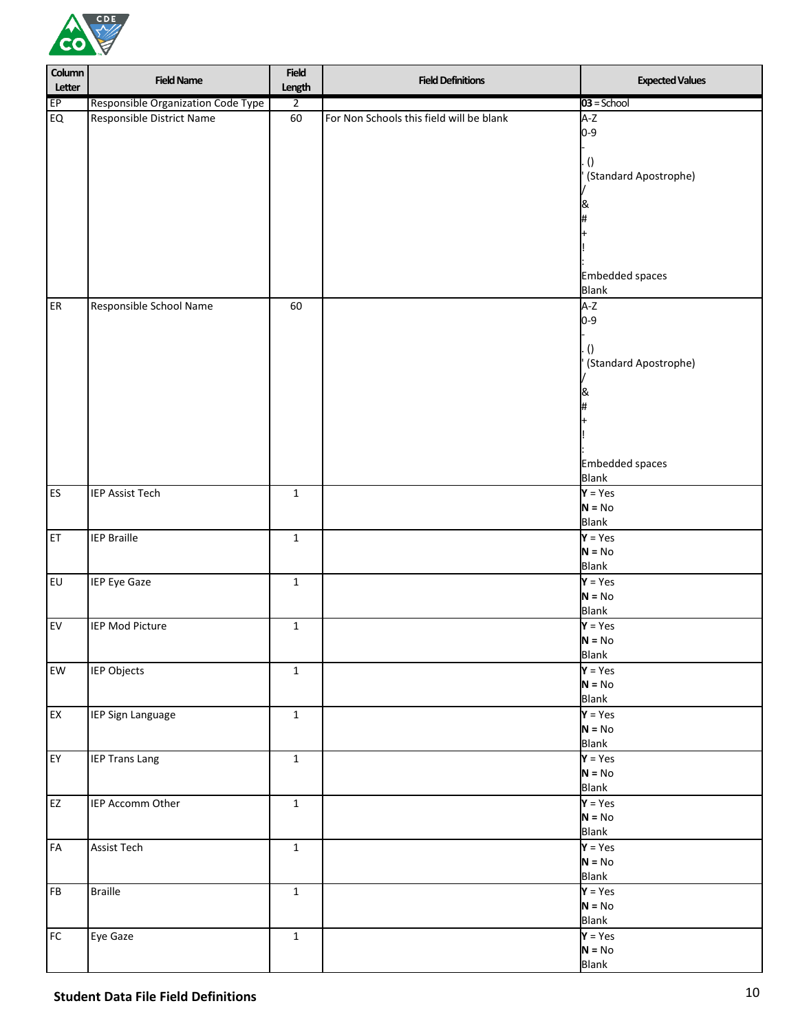| Column Letter | Field Name | Field Length | Field Definitions | Expected Values |
|---|---|---|---|---|
| EP | Responsible Organization Code Type | 2 | | **03** = School |
| EQ | Responsible District Name | 60 | For Non Schools this field will be blank | A-Z<br>0-9<br>-<br>. ()<br>' (Standard Apostrophe)<br>/<br>&<br>#<br>+<br>!<br>:<br>Embedded spaces<br>Blank |
| ER | Responsible School Name | 60 | | A-Z<br>0-9<br>-<br>. ()<br>' (Standard Apostrophe)<br>/<br>&<br>#<br>+<br>!<br>:<br>Embedded spaces<br>Blank |
| ES | IEP Assist Tech | 1 | | **Y** = Yes<br>**N** = No<br>Blank |
| ET | IEP Braille | 1 | | **Y** = Yes<br>**N** = No<br>Blank |
| EU | IEP Eye Gaze | 1 | | **Y** = Yes<br>**N** = No<br>Blank |
| EV | IEP Mod Picture | 1 | | **Y** = Yes<br>**N** = No<br>Blank |
| EW | IEP Objects | 1 | | **Y** = Yes<br>**N** = No<br>Blank |
| EX | IEP Sign Language | 1 | | **Y** = Yes<br>**N** = No<br>Blank |
| EY | IEP Trans Lang | 1 | | **Y** = Yes<br>**N** = No<br>Blank |
| EZ | IEP Accomm Other | 1 | | **Y** = Yes<br>**N** = No<br>Blank |
| FA | Assist Tech | 1 | | **Y** = Yes<br>**N** = No<br>Blank |
| FB | Braille | 1 | | **Y** = Yes<br>**N** = No<br>Blank |
| FC | Eye Gaze | 1 | | **Y** = Yes<br>**N** = No<br>Blank |

**Student Data File Field Definitions**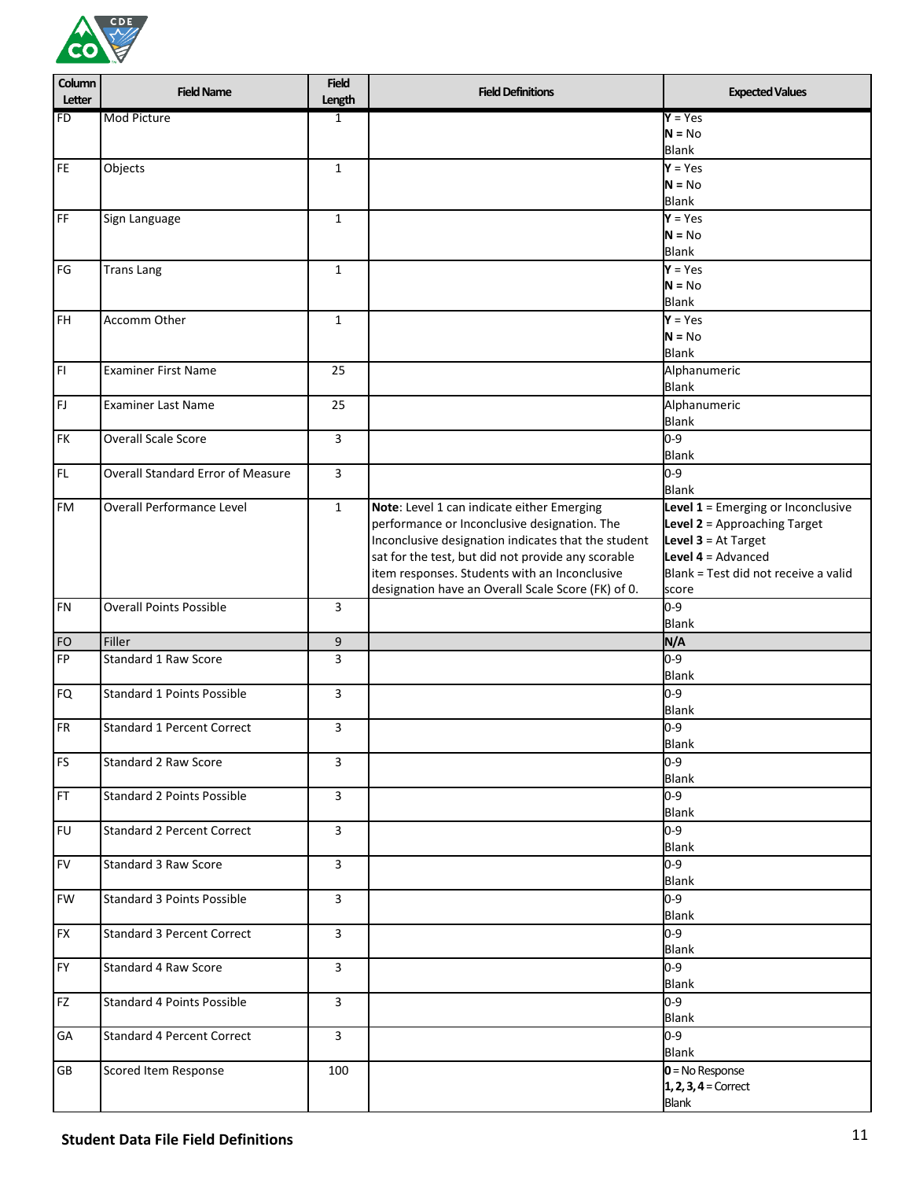| Column Letter | Field Name | Field Length | Field Definitions | Expected Values |
|---|---|---|---|---|
| FD | Mod Picture | 1 | | **Y** = Yes<br>**N** = No<br>Blank |
| FE | Objects | 1 | | **Y** = Yes<br>**N** = No<br>Blank |
| FF | Sign Language | 1 | | **Y** = Yes<br>**N** = No<br>Blank |
| FG | Trans Lang | 1 | | **Y** = Yes<br>**N** = No<br>Blank |
| FH | Accomm Other | 1 | | **Y** = Yes<br>**N** = No<br>Blank |
| FI | Examiner First Name | 25 | | Alphanumeric<br>Blank |
| FJ | Examiner Last Name | 25 | | Alphanumeric<br>Blank |
| FK | Overall Scale Score | 3 | | 0-9<br>Blank |
| FL | Overall Standard Error of Measure | 3 | | 0-9<br>Blank |
| FM | Overall Performance Level | 1 | **Note**: Level 1 can indicate either Emerging performance or Inconclusive designation. The Inconclusive designation indicates that the student sat for the test, but did not provide any scorable item responses. Students with an Inconclusive designation have an Overall Scale Score (FK) of 0. | **Level 1** = Emerging or Inconclusive<br>**Level 2** = Approaching Target<br>**Level 3** = At Target<br>**Level 4** = Advanced<br>Blank = Test did not receive a valid score |
| FN | Overall Points Possible | 3 | | 0-9<br>Blank |
| FO | Filler | 9 | | **N/A** |
| FP | Standard 1 Raw Score | 3 | | 0-9<br>Blank |
| FQ | Standard 1 Points Possible | 3 | | 0-9<br>Blank |
| FR | Standard 1 Percent Correct | 3 | | 0-9<br>Blank |
| FS | Standard 2 Raw Score | 3 | | 0-9<br>Blank |
| FT | Standard 2 Points Possible | 3 | | 0-9<br>Blank |
| FU | Standard 2 Percent Correct | 3 | | 0-9<br>Blank |
| FV | Standard 3 Raw Score | 3 | | 0-9<br>Blank |
| FW | Standard 3 Points Possible | 3 | | 0-9<br>Blank |
| FX | Standard 3 Percent Correct | 3 | | 0-9<br>Blank |
| FY | Standard 4 Raw Score | 3 | | 0-9<br>Blank |
| FZ | Standard 4 Points Possible | 3 | | 0-9<br>Blank |
| GA | Standard 4 Percent Correct | 3 | | 0-9<br>Blank |
| GB | Scored Item Response | 100 | | **0** = No Response<br>**1, 2, 3, 4** = Correct<br>Blank |